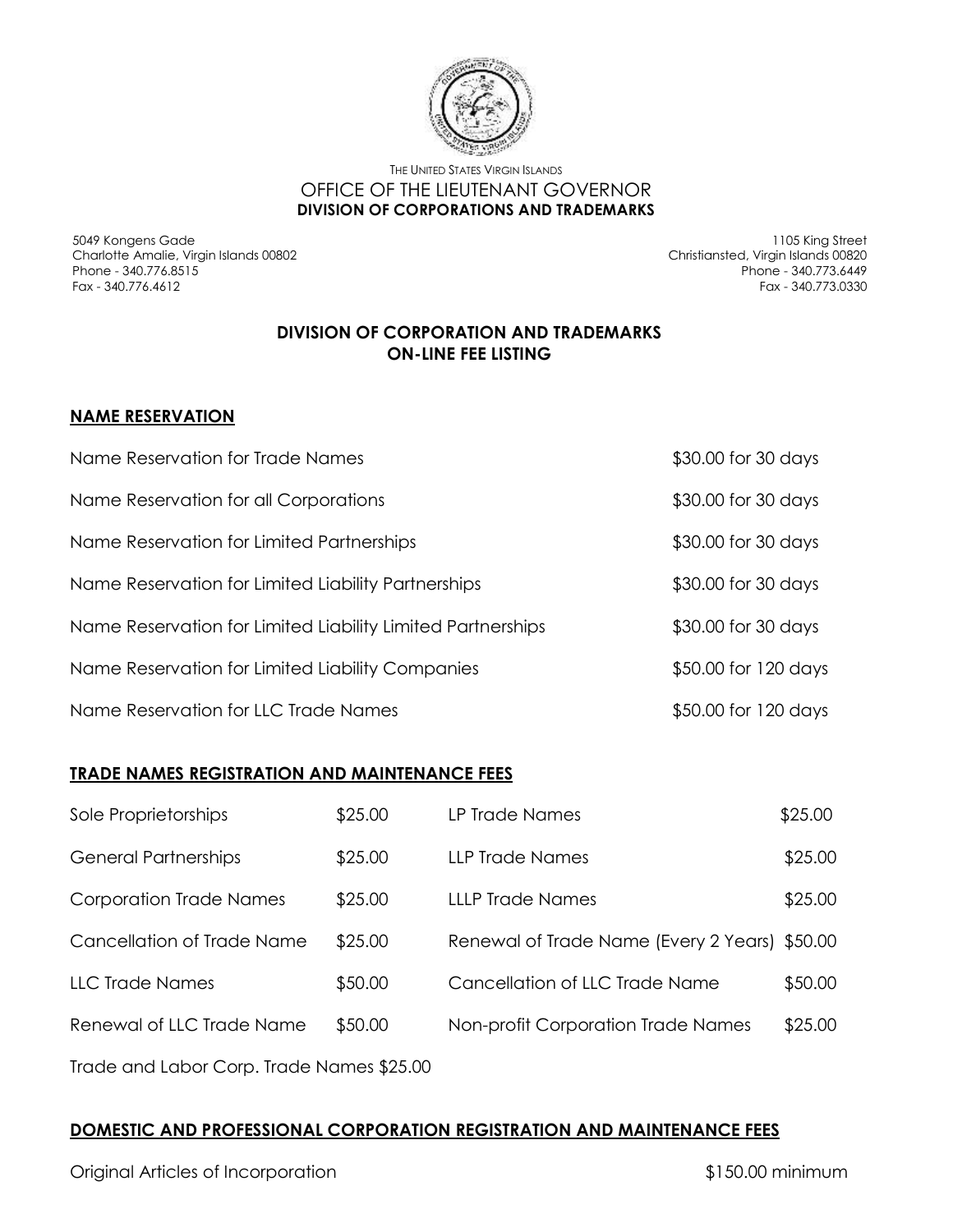THE UNITED STATES VIRGIN ISLANDS

OFFICE OF THE LIEUTENANT GOVERNOR

**DIVISION OF CORPORATIONS AND TRADEMARKS**

5049 Kongens Gade
Charlotte Amalie, Virgin Islands 00802
Phone - 340.776.8515
Fax - 340.776.4612

1105 King Street
Christiansted, Virgin Islands 00820
Phone - 340.773.6449
Fax - 340.773.0330

## DIVISION OF CORPORATION AND TRADEMARKS ON-LINE FEE LISTING

### NAME RESERVATION

| | |
|---|---|
| Name Reservation for Trade Names | \$30.00 for 30 days |
| Name Reservation for all Corporations | \$30.00 for 30 days |
| Name Reservation for Limited Partnerships | \$30.00 for 30 days |
| Name Reservation for Limited Liability Partnerships | \$30.00 for 30 days |
| Name Reservation for Limited Liability Limited Partnerships | \$30.00 for 30 days |
| Name Reservation for Limited Liability Companies | \$50.00 for 120 days |
| Name Reservation for LLC Trade Names | \$50.00 for 120 days |

### TRADE NAMES REGISTRATION AND MAINTENANCE FEES

| | | | |
|---|---|---|---|
| Sole Proprietorships | \$25.00 | LP Trade Names | \$25.00 |
| General Partnerships | \$25.00 | LLP Trade Names | \$25.00 |
| Corporation Trade Names | \$25.00 | LLLP Trade Names | \$25.00 |
| Cancellation of Trade Name | \$25.00 | Renewal of Trade Name (Every 2 Years) | \$50.00 |
| LLC Trade Names | \$50.00 | Cancellation of LLC Trade Name | \$50.00 |
| Renewal of LLC Trade Name | \$50.00 | Non-profit Corporation Trade Names | \$25.00 |

Trade and Labor Corp. Trade Names \$25.00

### DOMESTIC AND PROFESSIONAL CORPORATION REGISTRATION AND MAINTENANCE FEES

| | |
|---|---|
| Original Articles of Incorporation | \$150.00 minimum |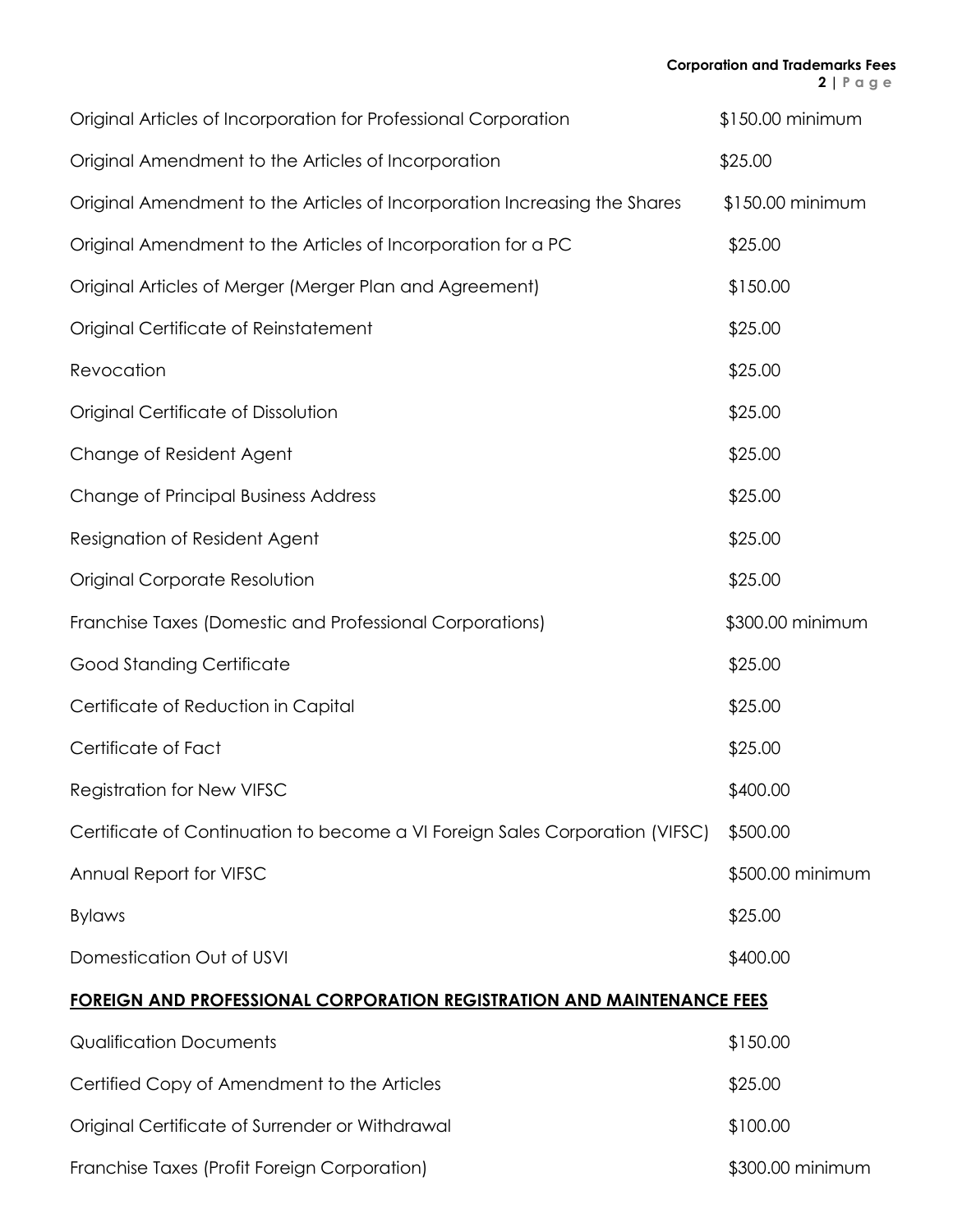| | |
|---|---|
| Original Articles of Incorporation for Professional Corporation | $150.00 minimum |
| Original Amendment to the Articles of Incorporation | $25.00 |
| Original Amendment to the Articles of Incorporation Increasing the Shares | $150.00 minimum |
| Original Amendment to the Articles of Incorporation for a PC | $25.00 |
| Original Articles of Merger (Merger Plan and Agreement) | $150.00 |
| Original Certificate of Reinstatement | $25.00 |
| Revocation | $25.00 |
| Original Certificate of Dissolution | $25.00 |
| Change of Resident Agent | $25.00 |
| Change of Principal Business Address | $25.00 |
| Resignation of Resident Agent | $25.00 |
| Original Corporate Resolution | $25.00 |
| Franchise Taxes (Domestic and Professional Corporations) | $300.00 minimum |
| Good Standing Certificate | $25.00 |
| Certificate of Reduction in Capital | $25.00 |
| Certificate of Fact | $25.00 |
| Registration for New VIFSC | $400.00 |
| Certificate of Continuation to become a VI Foreign Sales Corporation (VIFSC) | $500.00 |
| Annual Report for VIFSC | $500.00 minimum |
| Bylaws | $25.00 |
| Domestication Out of USVI | $400.00 |

## FOREIGN AND PROFESSIONAL CORPORATION REGISTRATION AND MAINTENANCE FEES

| | |
|---|---|
| Qualification Documents | $150.00 |
| Certified Copy of Amendment to the Articles | $25.00 |
| Original Certificate of Surrender or Withdrawal | $100.00 |
| Franchise Taxes (Profit Foreign Corporation) | $300.00 minimum |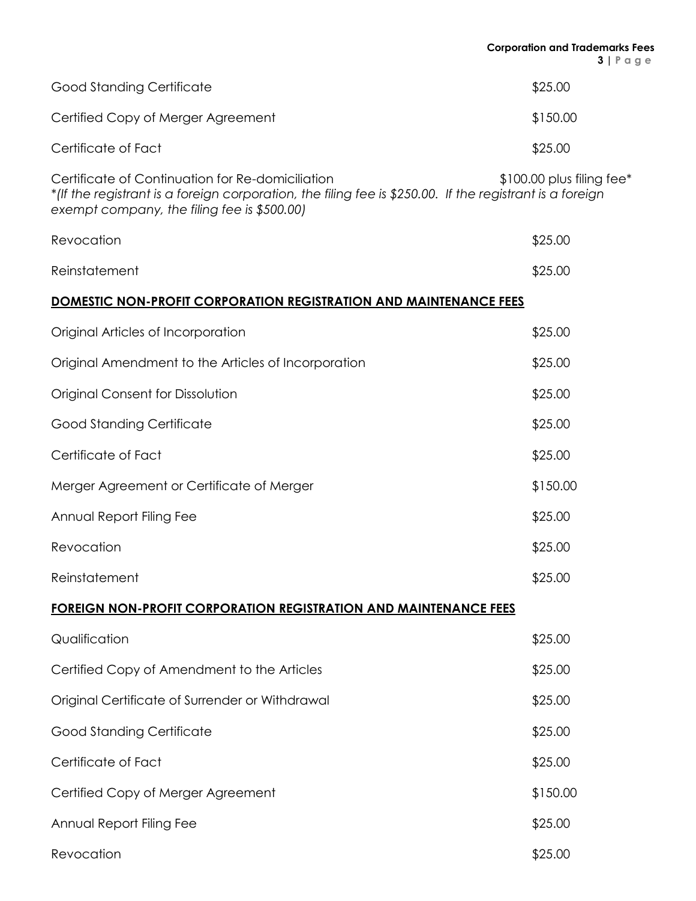| | |
|---|---|
| Good Standing Certificate | $25.00 |
| Certified Copy of Merger Agreement | $150.00 |
| Certificate of Fact | $25.00 |
| Certificate of Continuation for Re-domiciliation | $100.00 plus filing fee* |

*(If the registrant is a foreign corporation, the filing fee is $250.00. If the registrant is a foreign exempt company, the filing fee is $500.00)*

| | |
|---|---|
| Revocation | $25.00 |
| Reinstatement | $25.00 |

## DOMESTIC NON-PROFIT CORPORATION REGISTRATION AND MAINTENANCE FEES

| | |
|---|---|
| Original Articles of Incorporation | $25.00 |
| Original Amendment to the Articles of Incorporation | $25.00 |
| Original Consent for Dissolution | $25.00 |
| Good Standing Certificate | $25.00 |
| Certificate of Fact | $25.00 |
| Merger Agreement or Certificate of Merger | $150.00 |
| Annual Report Filing Fee | $25.00 |
| Revocation | $25.00 |
| Reinstatement | $25.00 |

## FOREIGN NON-PROFIT CORPORATION REGISTRATION AND MAINTENANCE FEES

| | |
|---|---|
| Qualification | $25.00 |
| Certified Copy of Amendment to the Articles | $25.00 |
| Original Certificate of Surrender or Withdrawal | $25.00 |
| Good Standing Certificate | $25.00 |
| Certificate of Fact | $25.00 |
| Certified Copy of Merger Agreement | $150.00 |
| Annual Report Filing Fee | $25.00 |
| Revocation | $25.00 |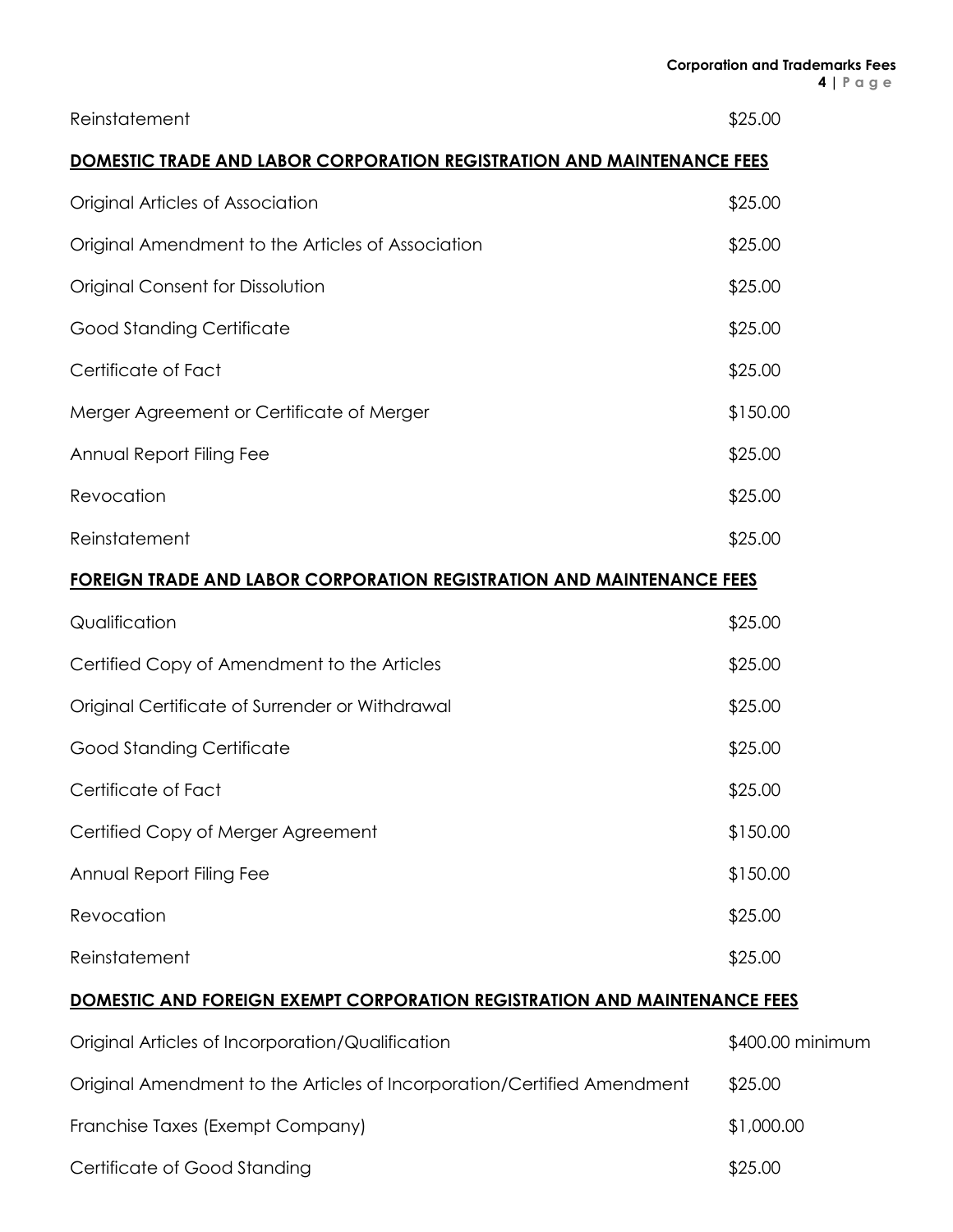| | |
|---|---|
| Reinstatement | $25.00 |

## DOMESTIC TRADE AND LABOR CORPORATION REGISTRATION AND MAINTENANCE FEES

| | |
|---|---|
| Original Articles of Association | $25.00 |
| Original Amendment to the Articles of Association | $25.00 |
| Original Consent for Dissolution | $25.00 |
| Good Standing Certificate | $25.00 |
| Certificate of Fact | $25.00 |
| Merger Agreement or Certificate of Merger | $150.00 |
| Annual Report Filing Fee | $25.00 |
| Revocation | $25.00 |
| Reinstatement | $25.00 |

## FOREIGN TRADE AND LABOR CORPORATION REGISTRATION AND MAINTENANCE FEES

| | |
|---|---|
| Qualification | $25.00 |
| Certified Copy of Amendment to the Articles | $25.00 |
| Original Certificate of Surrender or Withdrawal | $25.00 |
| Good Standing Certificate | $25.00 |
| Certificate of Fact | $25.00 |
| Certified Copy of Merger Agreement | $150.00 |
| Annual Report Filing Fee | $150.00 |
| Revocation | $25.00 |
| Reinstatement | $25.00 |

## DOMESTIC AND FOREIGN EXEMPT CORPORATION REGISTRATION AND MAINTENANCE FEES

| | |
|---|---|
| Original Articles of Incorporation/Qualification | $400.00 minimum |
| Original Amendment to the Articles of Incorporation/Certified Amendment | $25.00 |
| Franchise Taxes (Exempt Company) | $1,000.00 |
| Certificate of Good Standing | $25.00 |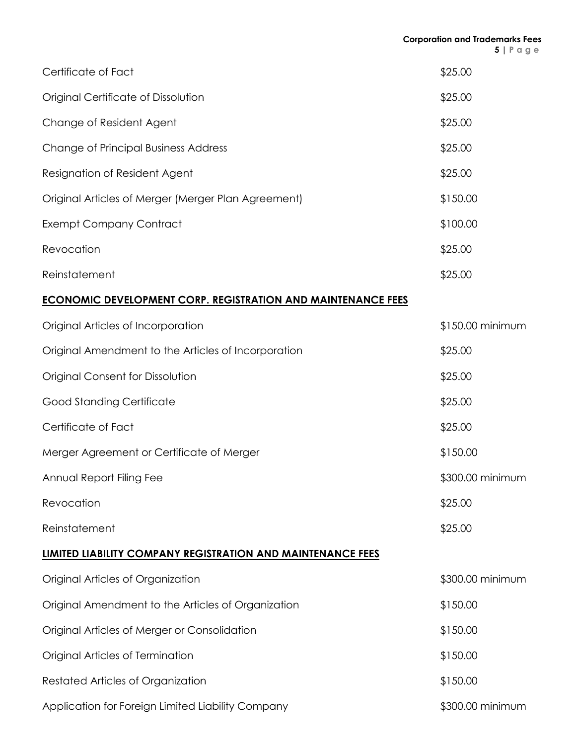| | |
|---|---|
| Certificate of Fact | $25.00 |
| Original Certificate of Dissolution | $25.00 |
| Change of Resident Agent | $25.00 |
| Change of Principal Business Address | $25.00 |
| Resignation of Resident Agent | $25.00 |
| Original Articles of Merger (Merger Plan Agreement) | $150.00 |
| Exempt Company Contract | $100.00 |
| Revocation | $25.00 |
| Reinstatement | $25.00 |

## ECONOMIC DEVELOPMENT CORP. REGISTRATION AND MAINTENANCE FEES

| | |
|---|---|
| Original Articles of Incorporation | $150.00 minimum |
| Original Amendment to the Articles of Incorporation | $25.00 |
| Original Consent for Dissolution | $25.00 |
| Good Standing Certificate | $25.00 |
| Certificate of Fact | $25.00 |
| Merger Agreement or Certificate of Merger | $150.00 |
| Annual Report Filing Fee | $300.00 minimum |
| Revocation | $25.00 |
| Reinstatement | $25.00 |

## LIMITED LIABILITY COMPANY REGISTRATION AND MAINTENANCE FEES

| | |
|---|---|
| Original Articles of Organization | $300.00 minimum |
| Original Amendment to the Articles of Organization | $150.00 |
| Original Articles of Merger or Consolidation | $150.00 |
| Original Articles of Termination | $150.00 |
| Restated Articles of Organization | $150.00 |
| Application for Foreign Limited Liability Company | $300.00 minimum |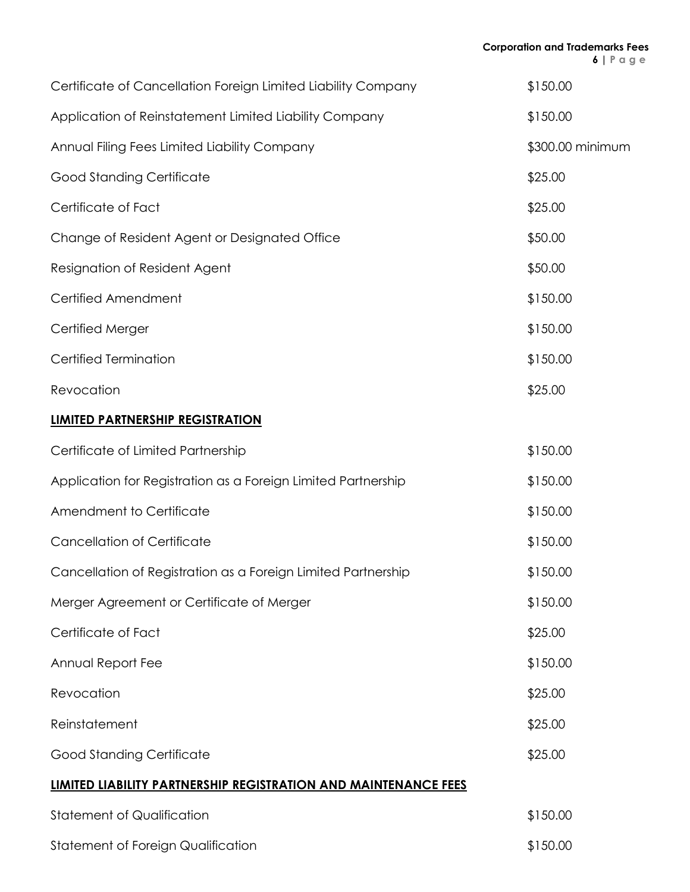| | |
|---|---|
| Certificate of Cancellation Foreign Limited Liability Company | $150.00 |
| Application of Reinstatement Limited Liability Company | $150.00 |
| Annual Filing Fees Limited Liability Company | $300.00 minimum |
| Good Standing Certificate | $25.00 |
| Certificate of Fact | $25.00 |
| Change of Resident Agent or Designated Office | $50.00 |
| Resignation of Resident Agent | $50.00 |
| Certified Amendment | $150.00 |
| Certified Merger | $150.00 |
| Certified Termination | $150.00 |
| Revocation | $25.00 |

**LIMITED PARTNERSHIP REGISTRATION**

| | |
|---|---|
| Certificate of Limited Partnership | $150.00 |
| Application for Registration as a Foreign Limited Partnership | $150.00 |
| Amendment to Certificate | $150.00 |
| Cancellation of Certificate | $150.00 |
| Cancellation of Registration as a Foreign Limited Partnership | $150.00 |
| Merger Agreement or Certificate of Merger | $150.00 |
| Certificate of Fact | $25.00 |
| Annual Report Fee | $150.00 |
| Revocation | $25.00 |
| Reinstatement | $25.00 |
| Good Standing Certificate | $25.00 |

**LIMITED LIABILITY PARTNERSHIP REGISTRATION AND MAINTENANCE FEES**

| | |
|---|---|
| Statement of Qualification | $150.00 |
| Statement of Foreign Qualification | $150.00 |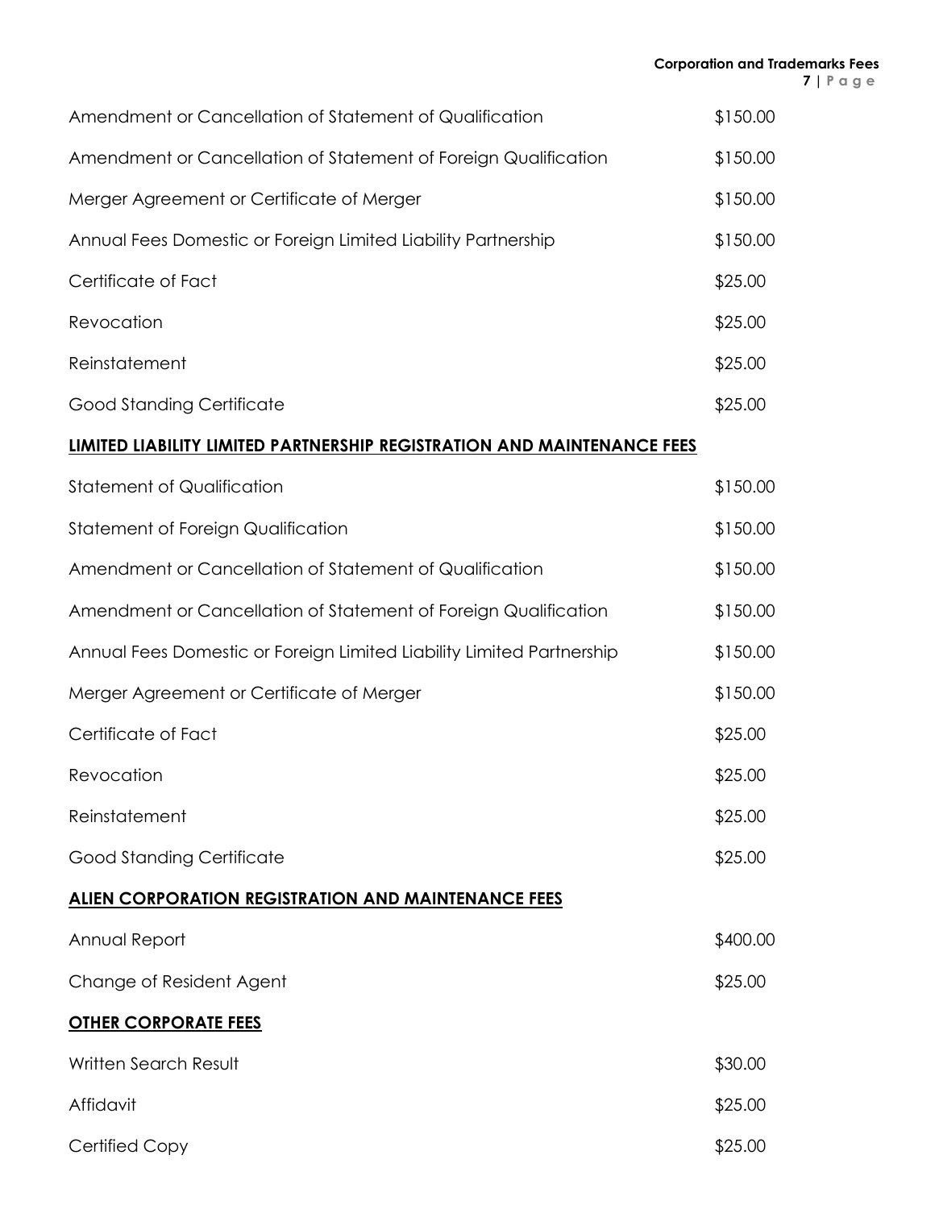| | |
|---|---|
| Amendment or Cancellation of Statement of Qualification | $150.00 |
| Amendment or Cancellation of Statement of Foreign Qualification | $150.00 |
| Merger Agreement or Certificate of Merger | $150.00 |
| Annual Fees Domestic or Foreign Limited Liability Partnership | $150.00 |
| Certificate of Fact | $25.00 |
| Revocation | $25.00 |
| Reinstatement | $25.00 |
| Good Standing Certificate | $25.00 |

**LIMITED LIABILITY LIMITED PARTNERSHIP REGISTRATION AND MAINTENANCE FEES**

| | |
|---|---|
| Statement of Qualification | $150.00 |
| Statement of Foreign Qualification | $150.00 |
| Amendment or Cancellation of Statement of Qualification | $150.00 |
| Amendment or Cancellation of Statement of Foreign Qualification | $150.00 |
| Annual Fees Domestic or Foreign Limited Liability Limited Partnership | $150.00 |
| Merger Agreement or Certificate of Merger | $150.00 |
| Certificate of Fact | $25.00 |
| Revocation | $25.00 |
| Reinstatement | $25.00 |
| Good Standing Certificate | $25.00 |

**ALIEN CORPORATION REGISTRATION AND MAINTENANCE FEES**

| | |
|---|---|
| Annual Report | $400.00 |
| Change of Resident Agent | $25.00 |

**OTHER CORPORATE FEES**

| | |
|---|---|
| Written Search Result | $30.00 |
| Affidavit | $25.00 |
| Certified Copy | $25.00 |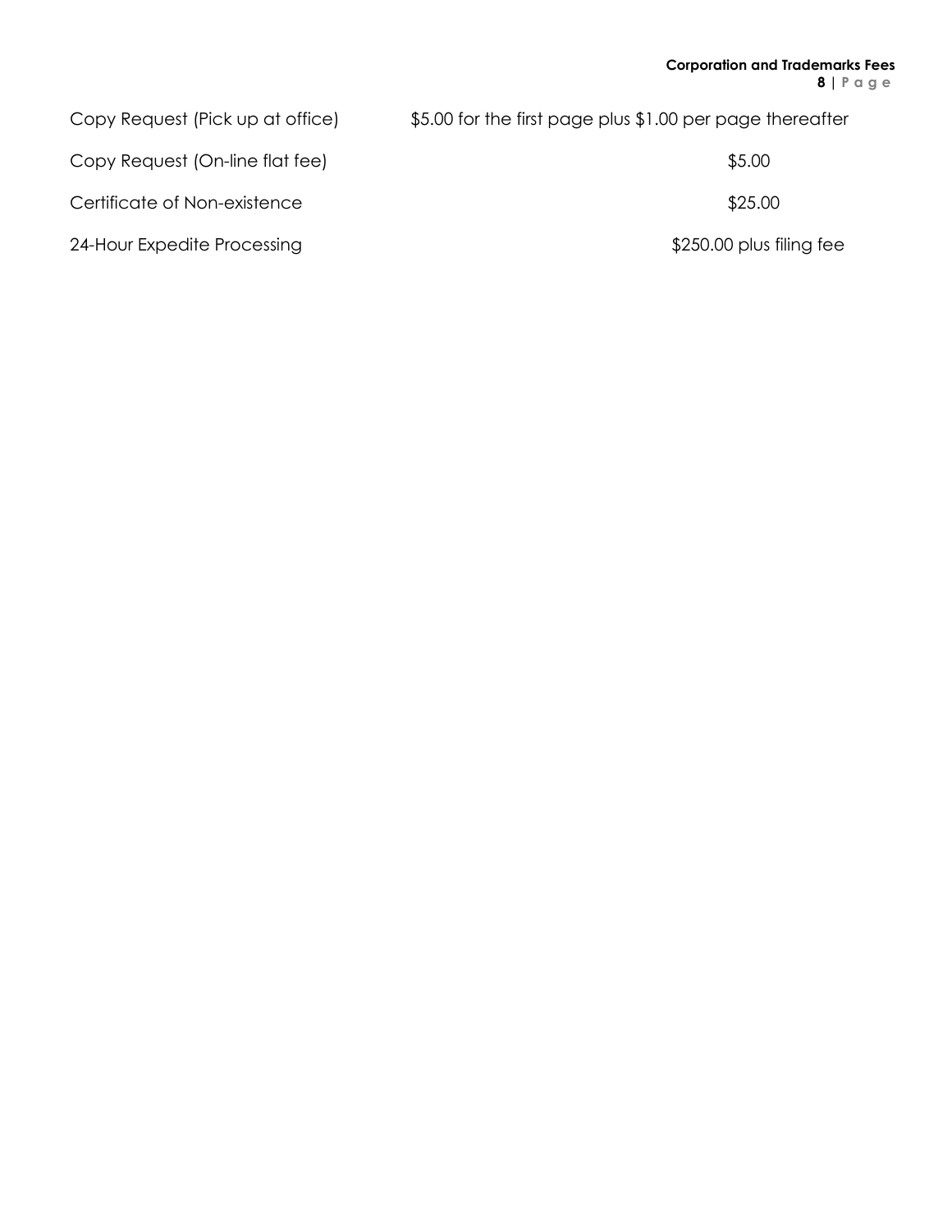| | |
|---|---|
| Copy Request (Pick up at office) | $5.00 for the first page plus $1.00 per page thereafter |
| Copy Request (On-line flat fee) | $5.00 |
| Certificate of Non-existence | $25.00 |
| 24-Hour Expedite Processing | $250.00 plus filing fee |